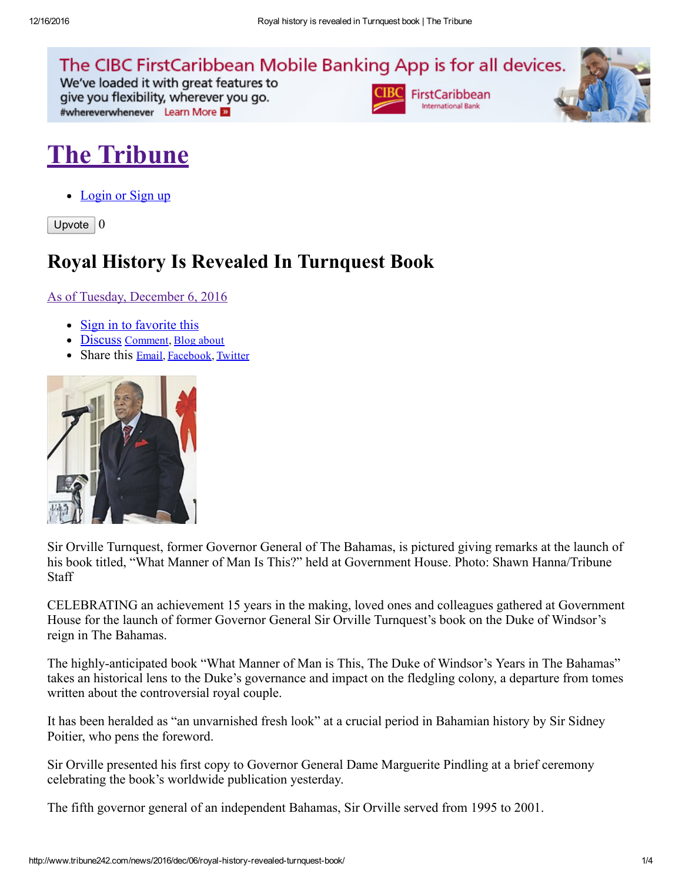# The Tribune

- Login or Sign up

Upvote 0

## Royal History Is Revealed In Turnquest Book

As of Tuesday, December 6, 2016

- Sign in to favorite this
- Discuss Comment, Blog about
- Share this Email, Facebook, Twitter

Sir Orville Turnquest, former Governor General of The Bahamas, is pictured giving remarks at the launch of his book titled, "What Manner of Man Is This?" held at Government House. Photo: Shawn Hanna/Tribune Staff

CELEBRATING an achievement 15 years in the making, loved ones and colleagues gathered at Government House for the launch of former Governor General Sir Orville Turnquest's book on the Duke of Windsor's reign in The Bahamas.

The highly-anticipated book "What Manner of Man is This, The Duke of Windsor's Years in The Bahamas" takes an historical lens to the Duke's governance and impact on the fledgling colony, a departure from tomes written about the controversial royal couple.

It has been heralded as "an unvarnished fresh look" at a crucial period in Bahamian history by Sir Sidney Poitier, who pens the foreword.

Sir Orville presented his first copy to Governor General Dame Marguerite Pindling at a brief ceremony celebrating the book's worldwide publication yesterday.

The fifth governor general of an independent Bahamas, Sir Orville served from 1995 to 2001.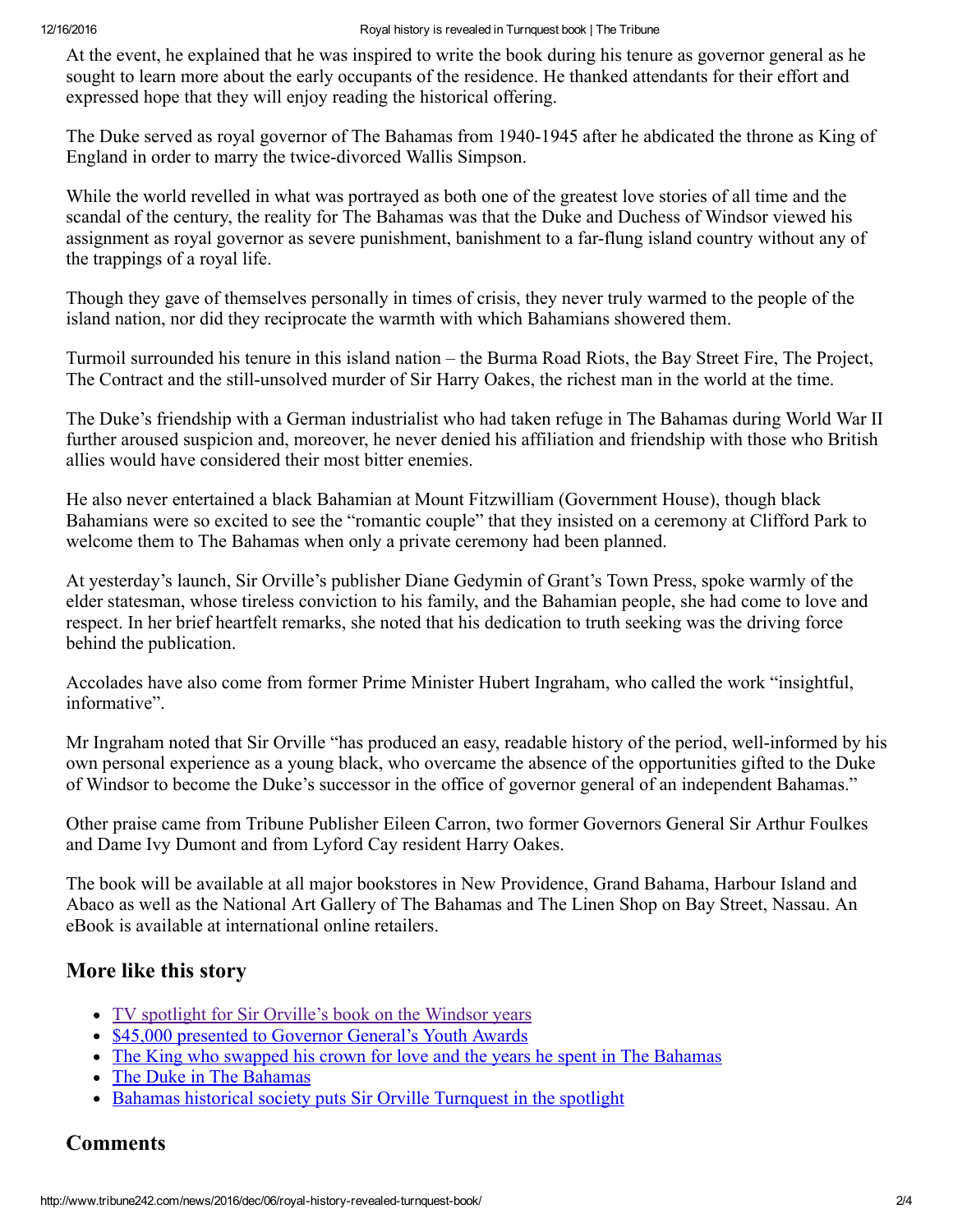At the event, he explained that he was inspired to write the book during his tenure as governor general as he sought to learn more about the early occupants of the residence. He thanked attendants for their effort and expressed hope that they will enjoy reading the historical offering.

The Duke served as royal governor of The Bahamas from 1940-1945 after he abdicated the throne as King of England in order to marry the twice-divorced Wallis Simpson.

While the world revelled in what was portrayed as both one of the greatest love stories of all time and the scandal of the century, the reality for The Bahamas was that the Duke and Duchess of Windsor viewed his assignment as royal governor as severe punishment, banishment to a far-flung island country without any of the trappings of a royal life.

Though they gave of themselves personally in times of crisis, they never truly warmed to the people of the island nation, nor did they reciprocate the warmth with which Bahamians showered them.

Turmoil surrounded his tenure in this island nation – the Burma Road Riots, the Bay Street Fire, The Project, The Contract and the still-unsolved murder of Sir Harry Oakes, the richest man in the world at the time.

The Duke's friendship with a German industrialist who had taken refuge in The Bahamas during World War II further aroused suspicion and, moreover, he never denied his affiliation and friendship with those who British allies would have considered their most bitter enemies.

He also never entertained a black Bahamian at Mount Fitzwilliam (Government House), though black Bahamians were so excited to see the "romantic couple" that they insisted on a ceremony at Clifford Park to welcome them to The Bahamas when only a private ceremony had been planned.

At yesterday's launch, Sir Orville's publisher Diane Gedymin of Grant's Town Press, spoke warmly of the elder statesman, whose tireless conviction to his family, and the Bahamian people, she had come to love and respect. In her brief heartfelt remarks, she noted that his dedication to truth seeking was the driving force behind the publication.

Accolades have also come from former Prime Minister Hubert Ingraham, who called the work "insightful, informative".

Mr Ingraham noted that Sir Orville "has produced an easy, readable history of the period, well-informed by his own personal experience as a young black, who overcame the absence of the opportunities gifted to the Duke of Windsor to become the Duke's successor in the office of governor general of an independent Bahamas."

Other praise came from Tribune Publisher Eileen Carron, two former Governors General Sir Arthur Foulkes and Dame Ivy Dumont and from Lyford Cay resident Harry Oakes.

The book will be available at all major bookstores in New Providence, Grand Bahama, Harbour Island and Abaco as well as the National Art Gallery of The Bahamas and The Linen Shop on Bay Street, Nassau. An eBook is available at international online retailers.

## More like this story

- TV spotlight for Sir Orville's book on the Windsor years
- $45,000 presented to Governor General's Youth Awards
- The King who swapped his crown for love and the years he spent in The Bahamas
- The Duke in The Bahamas
- Bahamas historical society puts Sir Orville Turnquest in the spotlight

## Comments